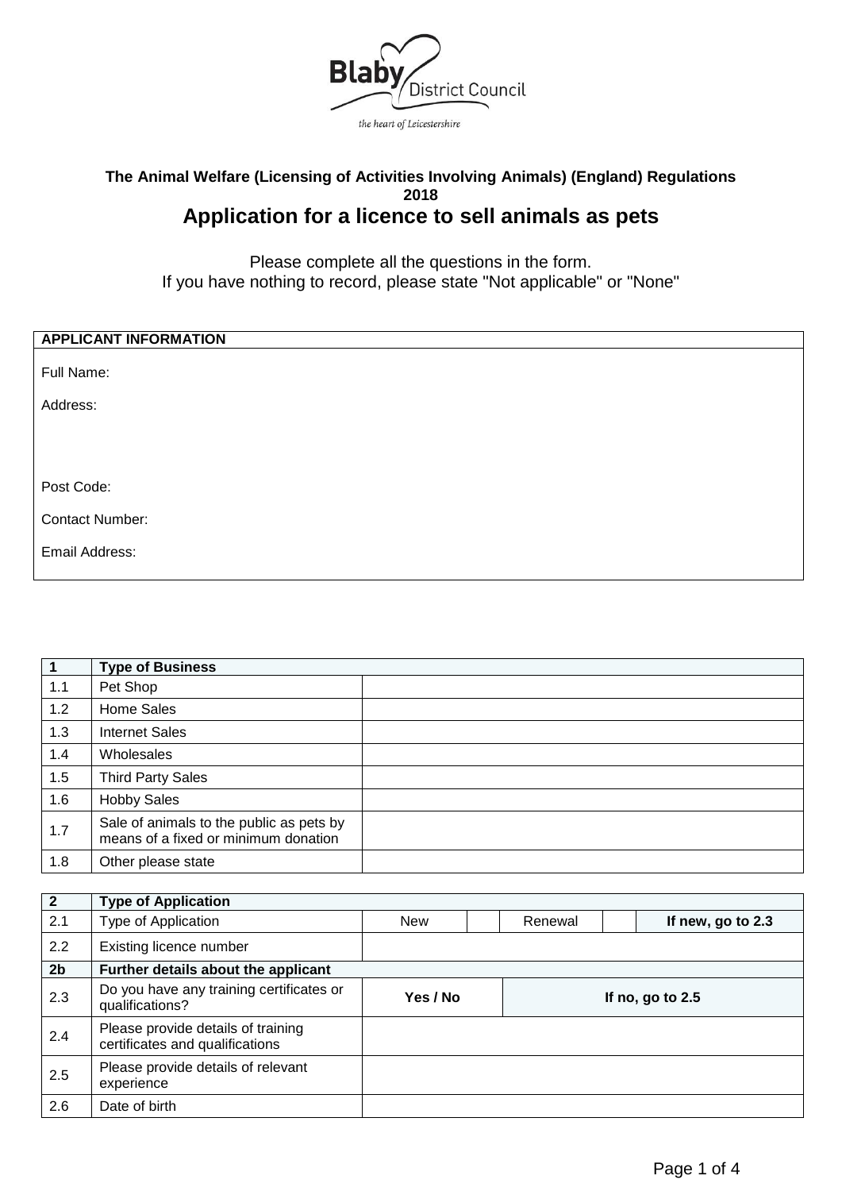Blaby District Council

*the heart of Leicestershire*

**The Animal Welfare (Licensing of Activities Involving Animals) (England) Regulations 2018**

# Application for a licence to sell animals as pets

Please complete all the questions in the form.
If you have nothing to record, please state "Not applicable" or "None"

| **APPLICANT INFORMATION** |
|---|
| Full Name: |
| Address: |
| Post Code: |
| Contact Number: |
| Email Address: |

| **1** | **Type of Business** | |
|---|---|---|
| 1.1 | Pet Shop | |
| 1.2 | Home Sales | |
| 1.3 | Internet Sales | |
| 1.4 | Wholesales | |
| 1.5 | Third Party Sales | |
| 1.6 | Hobby Sales | |
| 1.7 | Sale of animals to the public as pets by means of a fixed or minimum donation | |
| 1.8 | Other please state | |

| **2** | **Type of Application** | | | | | |
|---|---|---|---|---|---|---|
| 2.1 | Type of Application | New | | Renewal | | **If new, go to 2.3** |
| 2.2 | Existing licence number | | | | | |
| **2b** | **Further details about the applicant** | | | | | |
| 2.3 | Do you have any training certificates or qualifications? | **Yes / No** | | **If no, go to 2.5** | | |
| 2.4 | Please provide details of training certificates and qualifications | | | | | |
| 2.5 | Please provide details of relevant experience | | | | | |
| 2.6 | Date of birth | | | | | |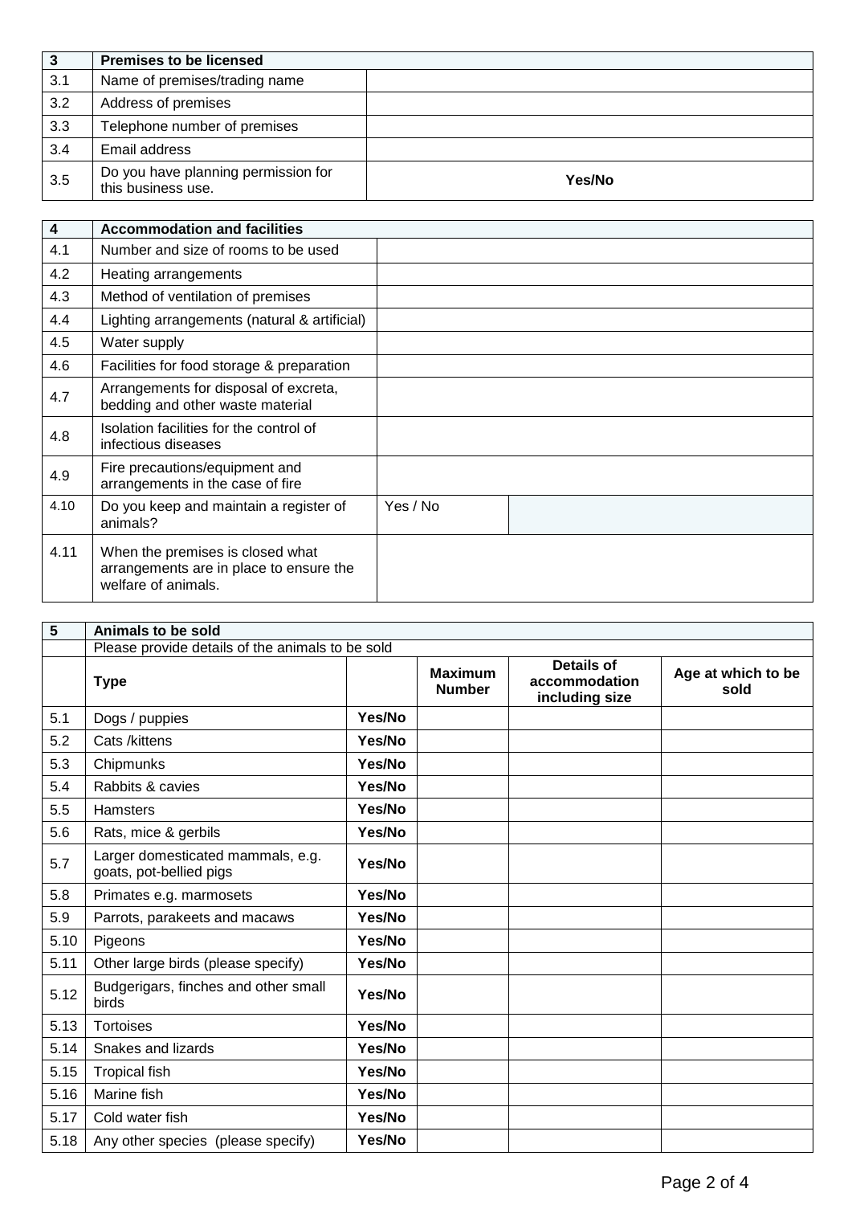| 3 | Premises to be licensed | |
|---|---|---|
| 3.1 | Name of premises/trading name | |
| 3.2 | Address of premises | |
| 3.3 | Telephone number of premises | |
| 3.4 | Email address | |
| 3.5 | Do you have planning permission for this business use. | **Yes/No** |

| 4 | Accommodation and facilities | | |
|---|---|---|---|
| 4.1 | Number and size of rooms to be used | | |
| 4.2 | Heating arrangements | | |
| 4.3 | Method of ventilation of premises | | |
| 4.4 | Lighting arrangements (natural & artificial) | | |
| 4.5 | Water supply | | |
| 4.6 | Facilities for food storage & preparation | | |
| 4.7 | Arrangements for disposal of excreta, bedding and other waste material | | |
| 4.8 | Isolation facilities for the control of infectious diseases | | |
| 4.9 | Fire precautions/equipment and arrangements in the case of fire | | |
| 4.10 | Do you keep and maintain a register of animals? | Yes / No | |
| 4.11 | When the premises is closed what arrangements are in place to ensure the welfare of animals. | | |

| 5 | Animals to be sold | | | | |
|---|---|---|---|---|---|
| | Please provide details of the animals to be sold | | | | |
| | **Type** | | **Maximum Number** | **Details of accommodation including size** | **Age at which to be sold** |
| 5.1 | Dogs / puppies | **Yes/No** | | | |
| 5.2 | Cats /kittens | **Yes/No** | | | |
| 5.3 | Chipmunks | **Yes/No** | | | |
| 5.4 | Rabbits & cavies | **Yes/No** | | | |
| 5.5 | Hamsters | **Yes/No** | | | |
| 5.6 | Rats, mice & gerbils | **Yes/No** | | | |
| 5.7 | Larger domesticated mammals, e.g. goats, pot-bellied pigs | **Yes/No** | | | |
| 5.8 | Primates e.g. marmosets | **Yes/No** | | | |
| 5.9 | Parrots, parakeets and macaws | **Yes/No** | | | |
| 5.10 | Pigeons | **Yes/No** | | | |
| 5.11 | Other large birds (please specify) | **Yes/No** | | | |
| 5.12 | Budgerigars, finches and other small birds | **Yes/No** | | | |
| 5.13 | Tortoises | **Yes/No** | | | |
| 5.14 | Snakes and lizards | **Yes/No** | | | |
| 5.15 | Tropical fish | **Yes/No** | | | |
| 5.16 | Marine fish | **Yes/No** | | | |
| 5.17 | Cold water fish | **Yes/No** | | | |
| 5.18 | Any other species (please specify) | **Yes/No** | | | |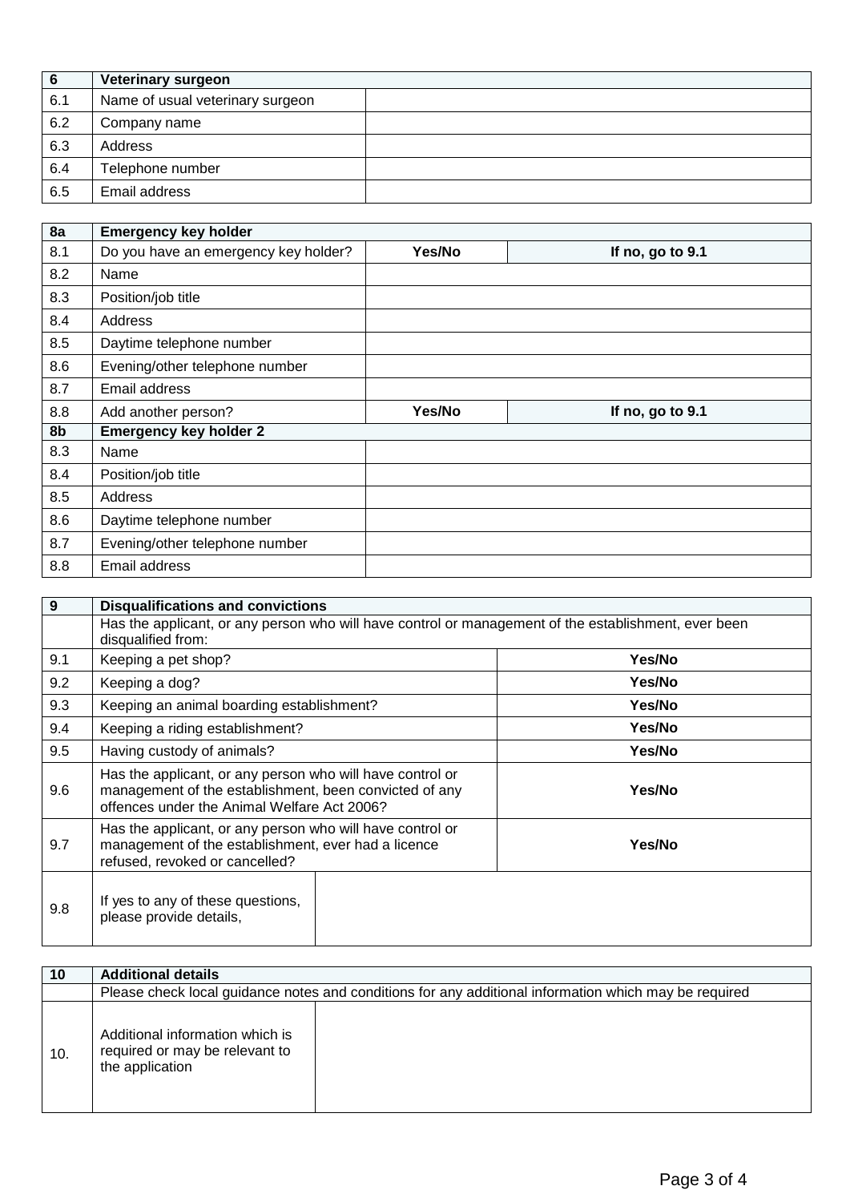| 6 | Veterinary surgeon | |
|---|---|---|
| 6.1 | Name of usual veterinary surgeon | |
| 6.2 | Company name | |
| 6.3 | Address | |
| 6.4 | Telephone number | |
| 6.5 | Email address | |

| 8a | Emergency key holder | | |
|---|---|---|---|
| 8.1 | Do you have an emergency key holder? | **Yes/No** | **If no, go to 9.1** |
| 8.2 | Name | | |
| 8.3 | Position/job title | | |
| 8.4 | Address | | |
| 8.5 | Daytime telephone number | | |
| 8.6 | Evening/other telephone number | | |
| 8.7 | Email address | | |
| 8.8 | Add another person? | **Yes/No** | **If no, go to 9.1** |
| **8b** | **Emergency key holder 2** | | |
| 8.3 | Name | | |
| 8.4 | Position/job title | | |
| 8.5 | Address | | |
| 8.6 | Daytime telephone number | | |
| 8.7 | Evening/other telephone number | | |
| 8.8 | Email address | | |

| 9 | Disqualifications and convictions | |
|---|---|---|
| | Has the applicant, or any person who will have control or management of the establishment, ever been disqualified from: | |
| 9.1 | Keeping a pet shop? | **Yes/No** |
| 9.2 | Keeping a dog? | **Yes/No** |
| 9.3 | Keeping an animal boarding establishment? | **Yes/No** |
| 9.4 | Keeping a riding establishment? | **Yes/No** |
| 9.5 | Having custody of animals? | **Yes/No** |
| 9.6 | Has the applicant, or any person who will have control or management of the establishment, been convicted of any offences under the Animal Welfare Act 2006? | **Yes/No** |
| 9.7 | Has the applicant, or any person who will have control or management of the establishment, ever had a licence refused, revoked or cancelled? | **Yes/No** |
| 9.8 | If yes to any of these questions, please provide details, | |

| 10 | Additional details | |
|---|---|---|
| | Please check local guidance notes and conditions for any additional information which may be required | |
| 10. | Additional information which is required or may be relevant to the application | |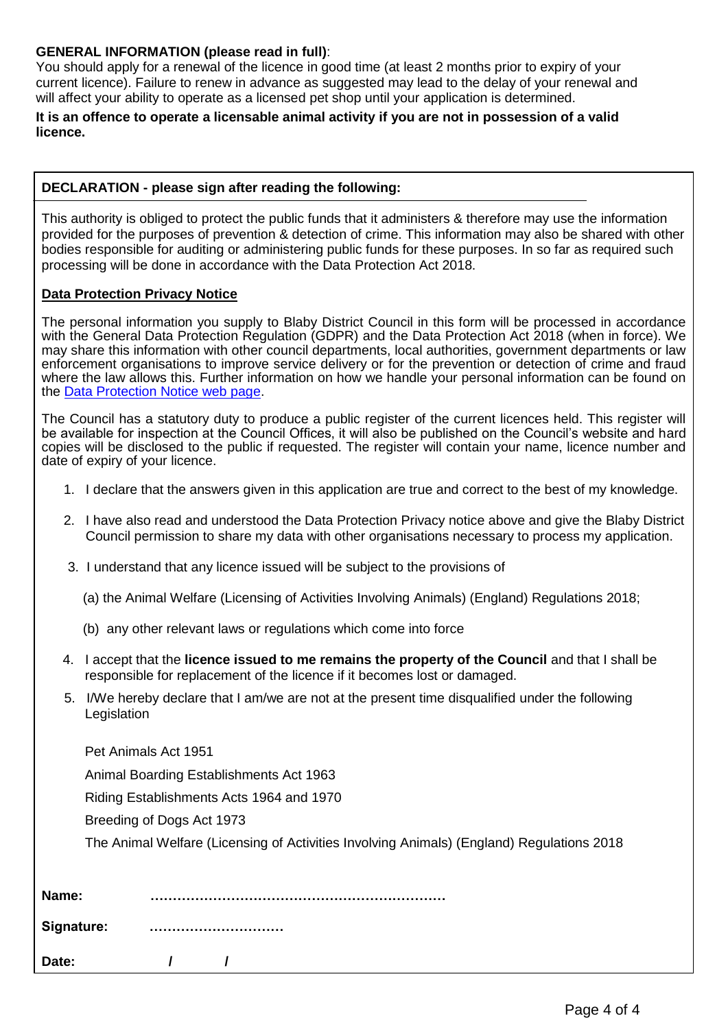**GENERAL INFORMATION (please read in full)**:
You should apply for a renewal of the licence in good time (at least 2 months prior to expiry of your current licence). Failure to renew in advance as suggested may lead to the delay of your renewal and will affect your ability to operate as a licensed pet shop until your application is determined.

**It is an offence to operate a licensable animal activity if you are not in possession of a valid licence.**

**DECLARATION - please sign after reading the following:**

This authority is obliged to protect the public funds that it administers & therefore may use the information provided for the purposes of prevention & detection of crime. This information may also be shared with other bodies responsible for auditing or administering public funds for these purposes. In so far as required such processing will be done in accordance with the Data Protection Act 2018.

**Data Protection Privacy Notice**

The personal information you supply to Blaby District Council in this form will be processed in accordance with the General Data Protection Regulation (GDPR) and the Data Protection Act 2018 (when in force). We may share this information with other council departments, local authorities, government departments or law enforcement organisations to improve service delivery or for the prevention or detection of crime and fraud where the law allows this. Further information on how we handle your personal information can be found on the Data Protection Notice web page.

The Council has a statutory duty to produce a public register of the current licences held. This register will be available for inspection at the Council Offices, it will also be published on the Council's website and hard copies will be disclosed to the public if requested. The register will contain your name, licence number and date of expiry of your licence.

1. I declare that the answers given in this application are true and correct to the best of my knowledge.
2. I have also read and understood the Data Protection Privacy notice above and give the Blaby District Council permission to share my data with other organisations necessary to process my application.
3. I understand that any licence issued will be subject to the provisions of

   (a) the Animal Welfare (Licensing of Activities Involving Animals) (England) Regulations 2018;

   (b) any other relevant laws or regulations which come into force
4. I accept that the **licence issued to me remains the property of the Council** and that I shall be responsible for replacement of the licence if it becomes lost or damaged.
5. I/We hereby declare that I am/we are not at the present time disqualified under the following Legislation

   Pet Animals Act 1951

   Animal Boarding Establishments Act 1963

   Riding Establishments Acts 1964 and 1970

   Breeding of Dogs Act 1973

   The Animal Welfare (Licensing of Activities Involving Animals) (England) Regulations 2018

**Name:** ………………………………………………………

**Signature:** …………………………

**Date:** / /